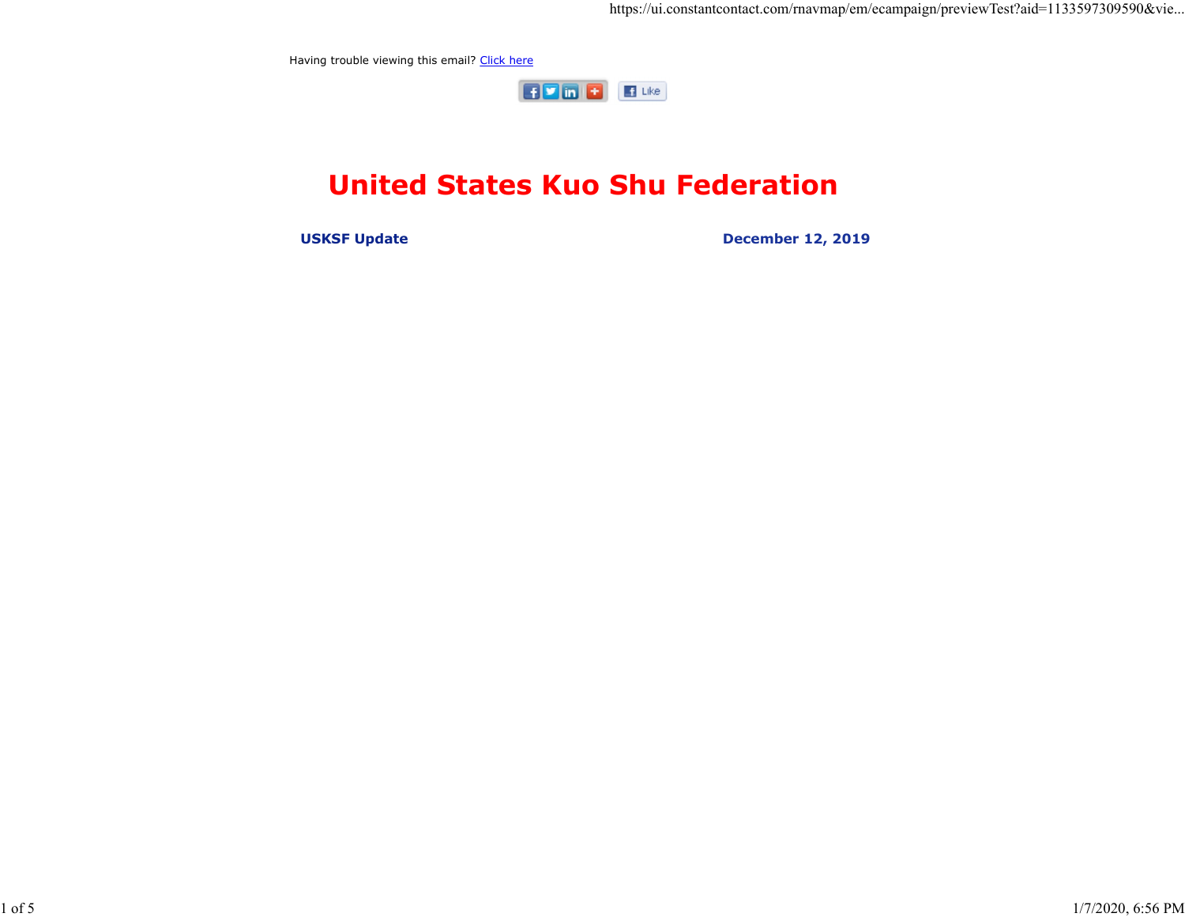Having trouble viewing this email? Click here

# United States Kuo Shu Federation

**USKSF Update** **December 12, 2019**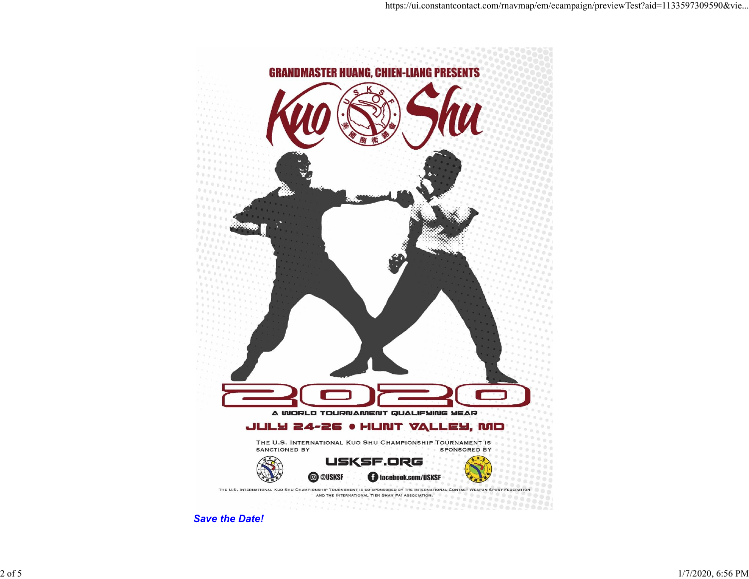GRANDMASTER HUANG, CHIEN-LIANG PRESENTS

# Kuo Shu

# 2020

A WORLD TOURNAMENT QUALIFYING YEAR

## JULY 24-26 • HUNT VALLEY, MD

THE U.S. INTERNATIONAL KUO SHU CHAMPIONSHIP TOURNAMENT IS SANCTIONED BY ... SPONSORED BY

USKSF.ORG

@USKSF facebook.com/USKSF

THE U.S. INTERNATIONAL KUO SHU CHAMPIONSHIP TOURNAMENT IS CO-SPONSORED BY THE INTERNATIONAL CONTACT WEAPON SPORT FEDERATION AND THE INTERNATIONAL TIEN SHAN PAI ASSOCIATION.

***Save the Date!***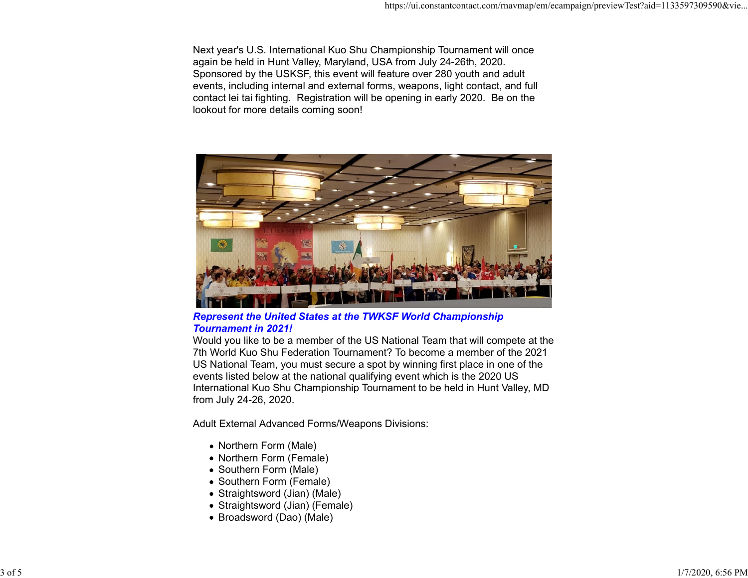Next year's U.S. International Kuo Shu Championship Tournament will once again be held in Hunt Valley, Maryland, USA from July 24-26th, 2020. Sponsored by the USKSF, this event will feature over 280 youth and adult events, including internal and external forms, weapons, light contact, and full contact lei tai fighting.  Registration will be opening in early 2020.  Be on the lookout for more details coming soon!

***Represent the United States at the TWKSF World Championship Tournament in 2021!***

Would you like to be a member of the US National Team that will compete at the 7th World Kuo Shu Federation Tournament? To become a member of the 2021 US National Team, you must secure a spot by winning first place in one of the events listed below at the national qualifying event which is the 2020 US International Kuo Shu Championship Tournament to be held in Hunt Valley, MD from July 24-26, 2020.

Adult External Advanced Forms/Weapons Divisions:

- Northern Form (Male)
- Northern Form (Female)
- Southern Form (Male)
- Southern Form (Female)
- Straightsword (Jian) (Male)
- Straightsword (Jian) (Female)
- Broadsword (Dao) (Male)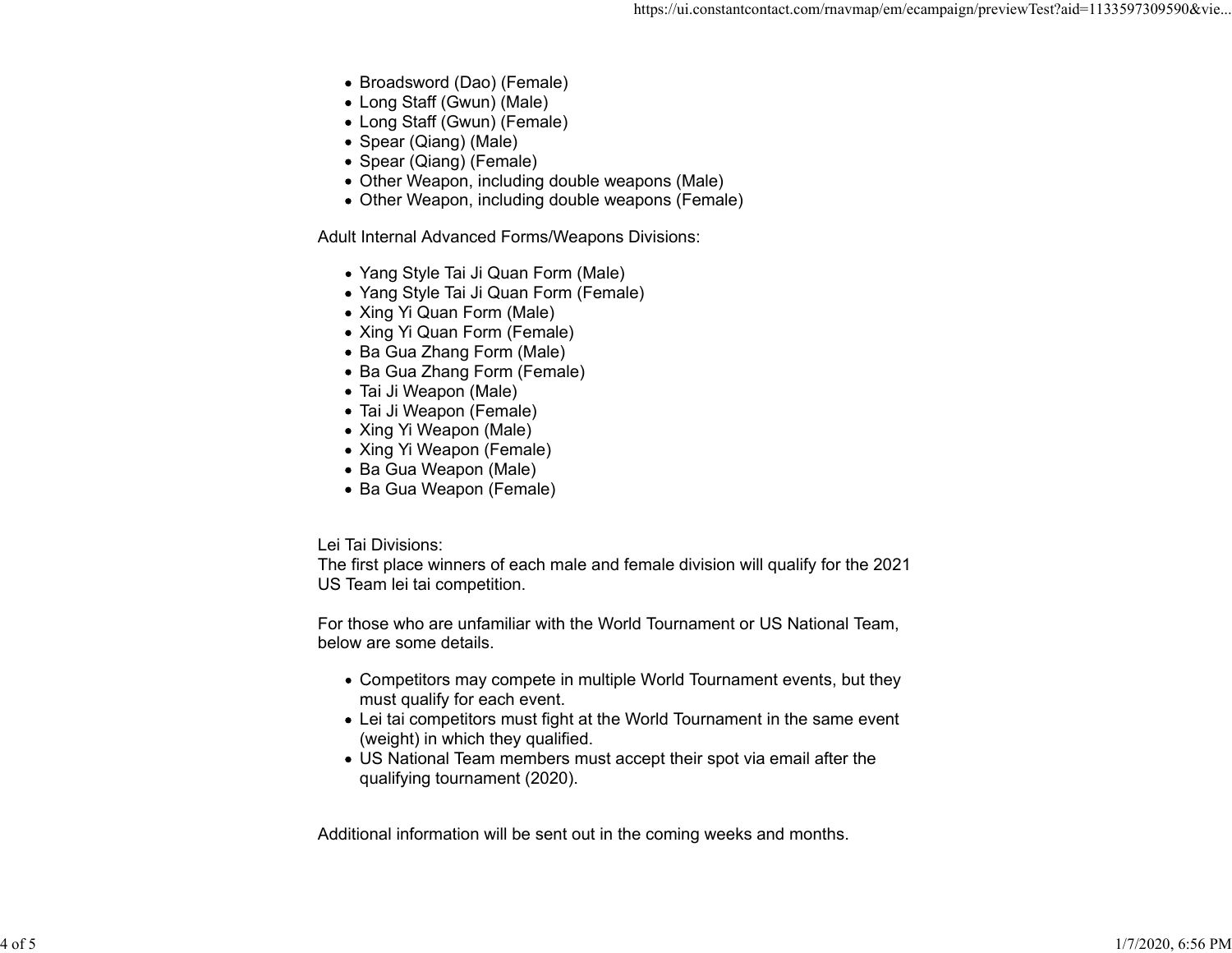- Broadsword (Dao) (Female)
- Long Staff (Gwun) (Male)
- Long Staff (Gwun) (Female)
- Spear (Qiang) (Male)
- Spear (Qiang) (Female)
- Other Weapon, including double weapons (Male)
- Other Weapon, including double weapons (Female)

Adult Internal Advanced Forms/Weapons Divisions:

- Yang Style Tai Ji Quan Form (Male)
- Yang Style Tai Ji Quan Form (Female)
- Xing Yi Quan Form (Male)
- Xing Yi Quan Form (Female)
- Ba Gua Zhang Form (Male)
- Ba Gua Zhang Form (Female)
- Tai Ji Weapon (Male)
- Tai Ji Weapon (Female)
- Xing Yi Weapon (Male)
- Xing Yi Weapon (Female)
- Ba Gua Weapon (Male)
- Ba Gua Weapon (Female)

Lei Tai Divisions:
The first place winners of each male and female division will qualify for the 2021 US Team lei tai competition.

For those who are unfamiliar with the World Tournament or US National Team, below are some details.

- Competitors may compete in multiple World Tournament events, but they must qualify for each event.
- Lei tai competitors must fight at the World Tournament in the same event (weight) in which they qualified.
- US National Team members must accept their spot via email after the qualifying tournament (2020).

Additional information will be sent out in the coming weeks and months.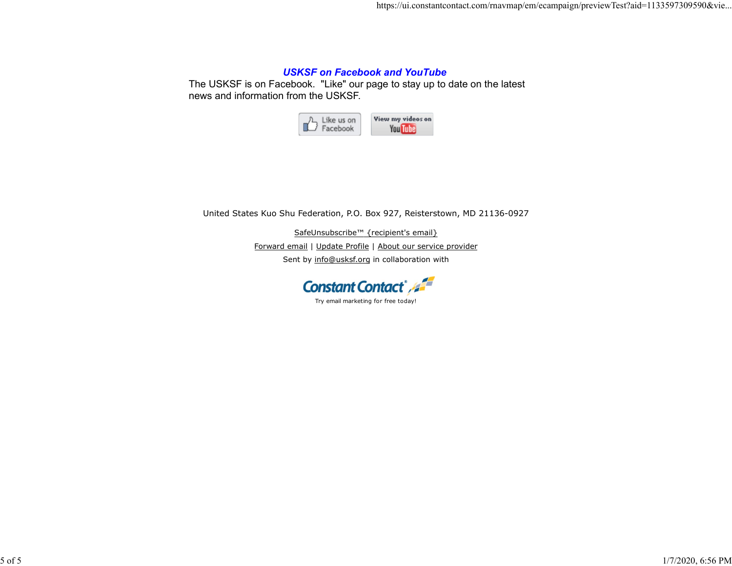## *USKSF on Facebook and YouTube*

The USKSF is on Facebook. "Like" our page to stay up to date on the latest news and information from the USKSF.

Like us on Facebook

View my videos on YouTube

United States Kuo Shu Federation, P.O. Box 927, Reisterstown, MD 21136-0927

SafeUnsubscribe™ {recipient's email}

Forward email | Update Profile | About our service provider

Sent by info@usksf.org in collaboration with

Constant Contact®

Try email marketing for free today!